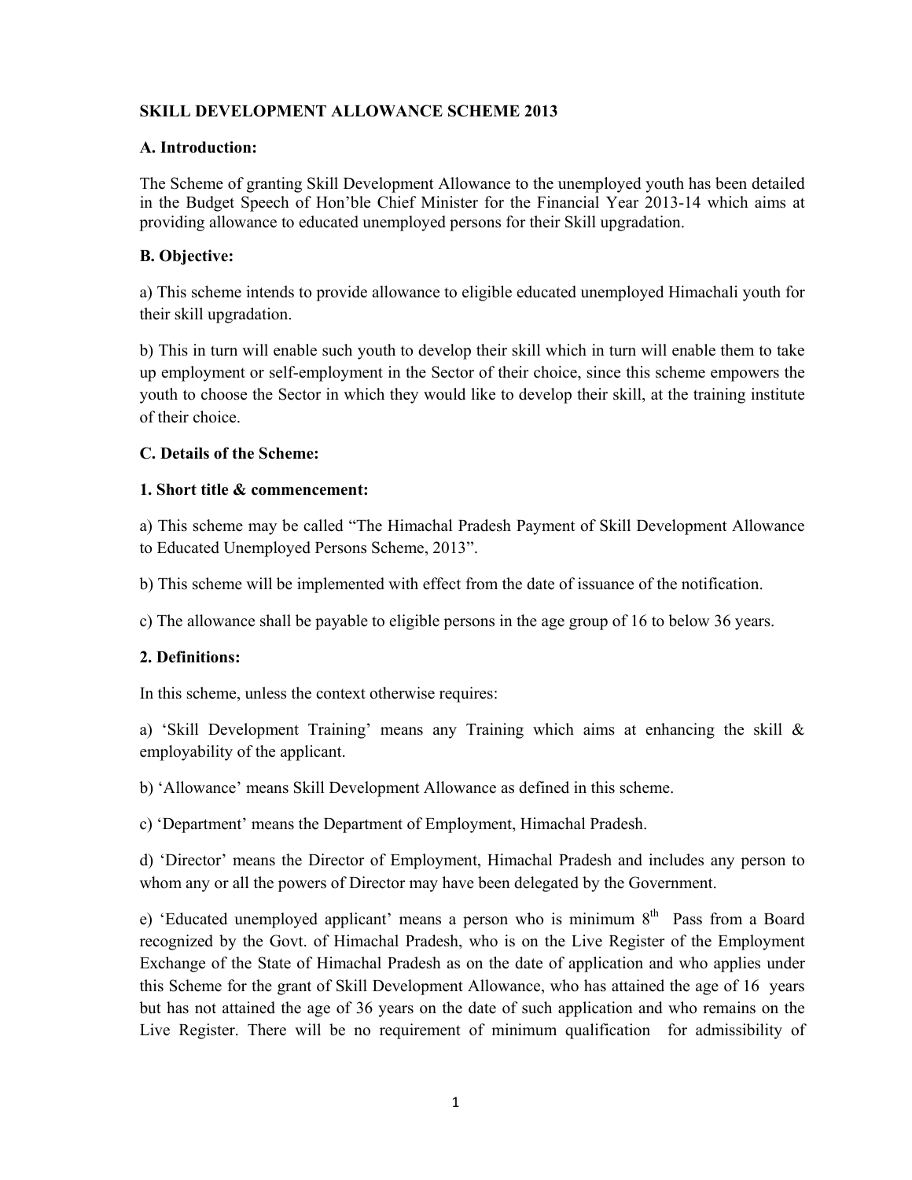**SKILL DEVELOPMENT ALLOWANCE SCHEME 2013**

**A. Introduction:**

The Scheme of granting Skill Development Allowance to the unemployed youth has been detailed in the Budget Speech of Hon'ble Chief Minister for the Financial Year 2013-14 which aims at providing allowance to educated unemployed persons for their Skill upgradation.

**B. Objective:**

a) This scheme intends to provide allowance to eligible educated unemployed Himachali youth for their skill upgradation.

b) This in turn will enable such youth to develop their skill which in turn will enable them to take up employment or self-employment in the Sector of their choice, since this scheme empowers the youth to choose the Sector in which they would like to develop their skill, at the training institute of their choice.

**C. Details of the Scheme:**

**1. Short title & commencement:**

a) This scheme may be called "The Himachal Pradesh Payment of Skill Development Allowance to Educated Unemployed Persons Scheme, 2013".

b) This scheme will be implemented with effect from the date of issuance of the notification.

c) The allowance shall be payable to eligible persons in the age group of 16 to below 36 years.

**2. Definitions:**

In this scheme, unless the context otherwise requires:

a) 'Skill Development Training' means any Training which aims at enhancing the skill & employability of the applicant.

b) 'Allowance' means Skill Development Allowance as defined in this scheme.

c) 'Department' means the Department of Employment, Himachal Pradesh.

d) 'Director' means the Director of Employment, Himachal Pradesh and includes any person to whom any or all the powers of Director may have been delegated by the Government.

e) 'Educated unemployed applicant' means a person who is minimum 8th Pass from a Board recognized by the Govt. of Himachal Pradesh, who is on the Live Register of the Employment Exchange of the State of Himachal Pradesh as on the date of application and who applies under this Scheme for the grant of Skill Development Allowance, who has attained the age of 16 years but has not attained the age of 36 years on the date of such application and who remains on the Live Register. There will be no requirement of minimum qualification for admissibility of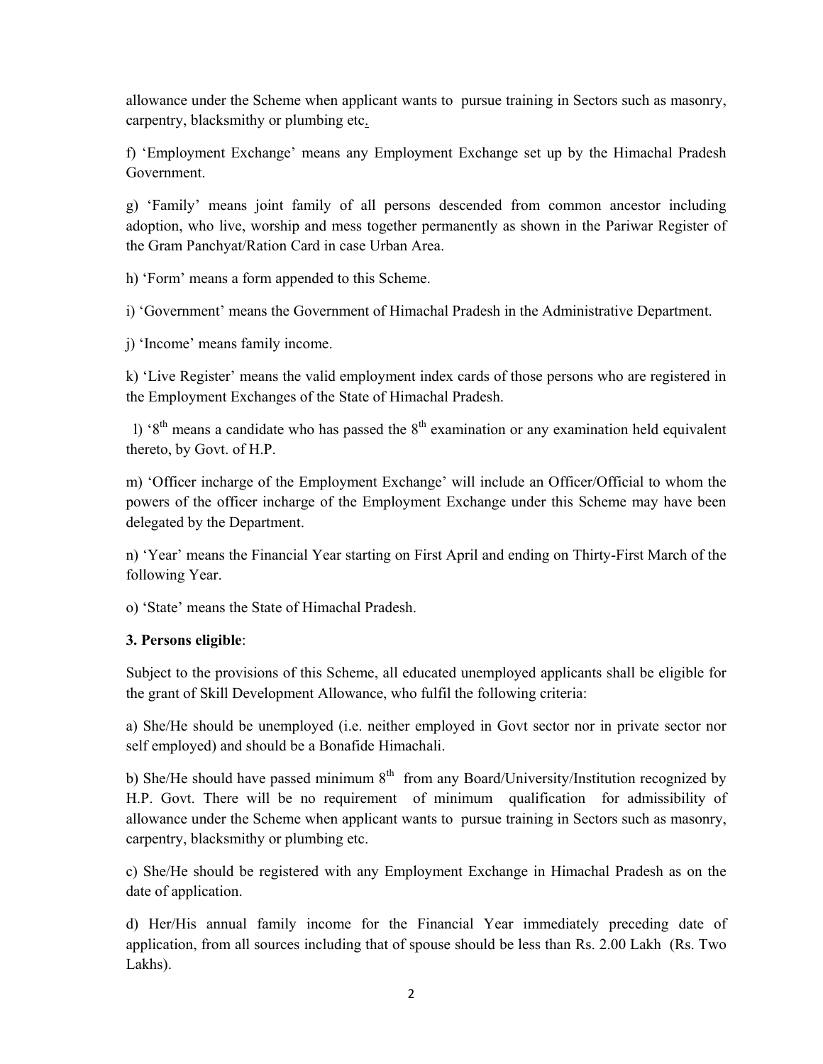allowance under the Scheme when applicant wants to pursue training in Sectors such as masonry, carpentry, blacksmithy or plumbing etc.

f) 'Employment Exchange' means any Employment Exchange set up by the Himachal Pradesh Government.

g) 'Family' means joint family of all persons descended from common ancestor including adoption, who live, worship and mess together permanently as shown in the Pariwar Register of the Gram Panchyat/Ration Card in case Urban Area.

h) 'Form' means a form appended to this Scheme.

i) 'Government' means the Government of Himachal Pradesh in the Administrative Department.

j) 'Income' means family income.

k) 'Live Register' means the valid employment index cards of those persons who are registered in the Employment Exchanges of the State of Himachal Pradesh.

l) '8th means a candidate who has passed the 8th examination or any examination held equivalent thereto, by Govt. of H.P.

m) 'Officer incharge of the Employment Exchange' will include an Officer/Official to whom the powers of the officer incharge of the Employment Exchange under this Scheme may have been delegated by the Department.

n) 'Year' means the Financial Year starting on First April and ending on Thirty-First March of the following Year.

o) 'State' means the State of Himachal Pradesh.

**3. Persons eligible**:

Subject to the provisions of this Scheme, all educated unemployed applicants shall be eligible for the grant of Skill Development Allowance, who fulfil the following criteria:

a) She/He should be unemployed (i.e. neither employed in Govt sector nor in private sector nor self employed) and should be a Bonafide Himachali.

b) She/He should have passed minimum 8th from any Board/University/Institution recognized by H.P. Govt. There will be no requirement of minimum qualification for admissibility of allowance under the Scheme when applicant wants to pursue training in Sectors such as masonry, carpentry, blacksmithy or plumbing etc.

c) She/He should be registered with any Employment Exchange in Himachal Pradesh as on the date of application.

d) Her/His annual family income for the Financial Year immediately preceding date of application, from all sources including that of spouse should be less than Rs. 2.00 Lakh (Rs. Two Lakhs).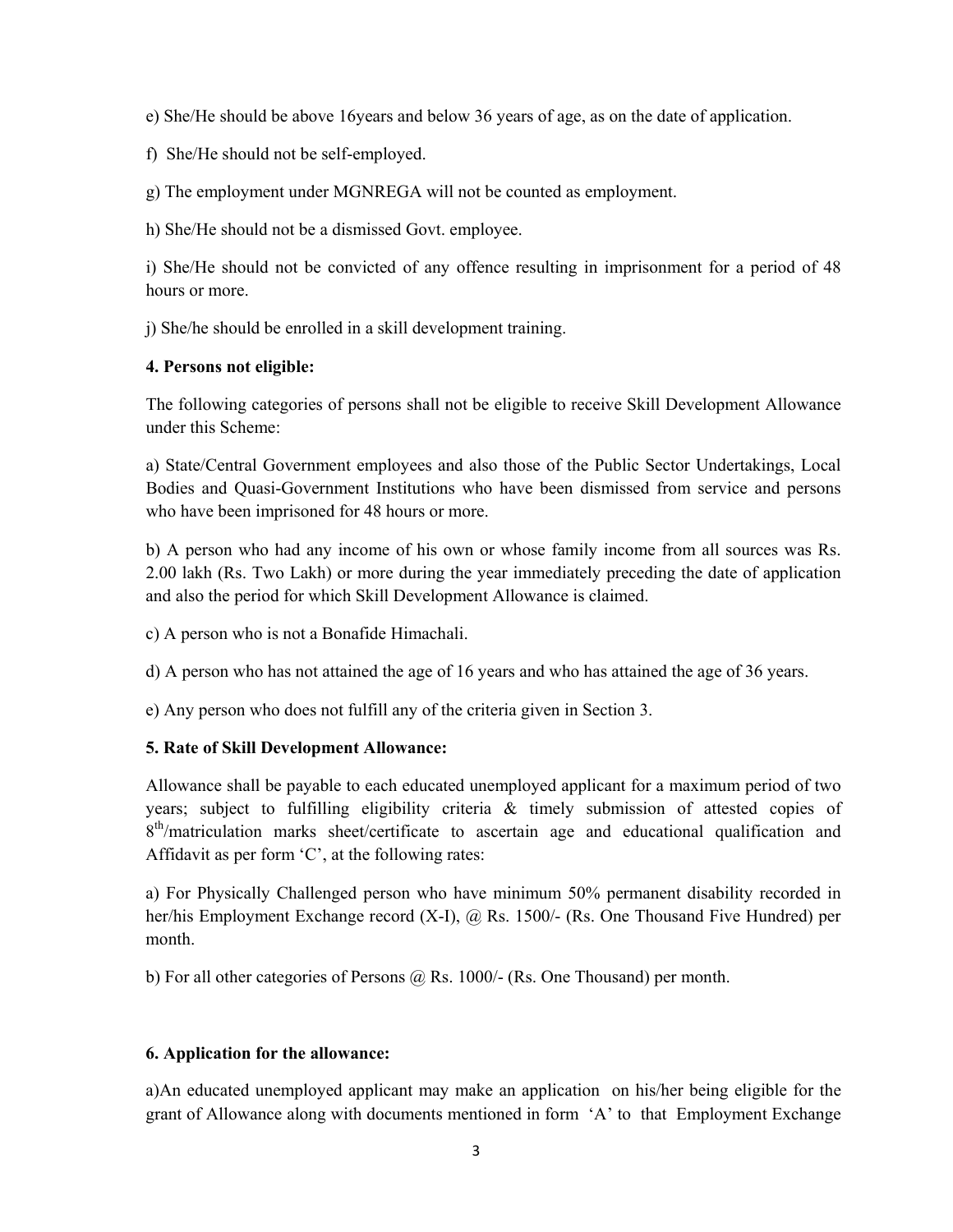e) She/He should be above 16years and below 36 years of age, as on the date of application.

f) She/He should not be self-employed.

g) The employment under MGNREGA will not be counted as employment.

h) She/He should not be a dismissed Govt. employee.

i) She/He should not be convicted of any offence resulting in imprisonment for a period of 48 hours or more.

j) She/he should be enrolled in a skill development training.

**4. Persons not eligible:**

The following categories of persons shall not be eligible to receive Skill Development Allowance under this Scheme:

a) State/Central Government employees and also those of the Public Sector Undertakings, Local Bodies and Quasi-Government Institutions who have been dismissed from service and persons who have been imprisoned for 48 hours or more.

b) A person who had any income of his own or whose family income from all sources was Rs. 2.00 lakh (Rs. Two Lakh) or more during the year immediately preceding the date of application and also the period for which Skill Development Allowance is claimed.

c) A person who is not a Bonafide Himachali.

d) A person who has not attained the age of 16 years and who has attained the age of 36 years.

e) Any person who does not fulfill any of the criteria given in Section 3.

**5. Rate of Skill Development Allowance:**

Allowance shall be payable to each educated unemployed applicant for a maximum period of two years; subject to fulfilling eligibility criteria & timely submission of attested copies of 8th/matriculation marks sheet/certificate to ascertain age and educational qualification and Affidavit as per form 'C', at the following rates:

a) For Physically Challenged person who have minimum 50% permanent disability recorded in her/his Employment Exchange record (X-I), @ Rs. 1500/- (Rs. One Thousand Five Hundred) per month.

b) For all other categories of Persons @ Rs. 1000/- (Rs. One Thousand) per month.

**6. Application for the allowance:**

a)An educated unemployed applicant may make an application on his/her being eligible for the grant of Allowance along with documents mentioned in form 'A' to that Employment Exchange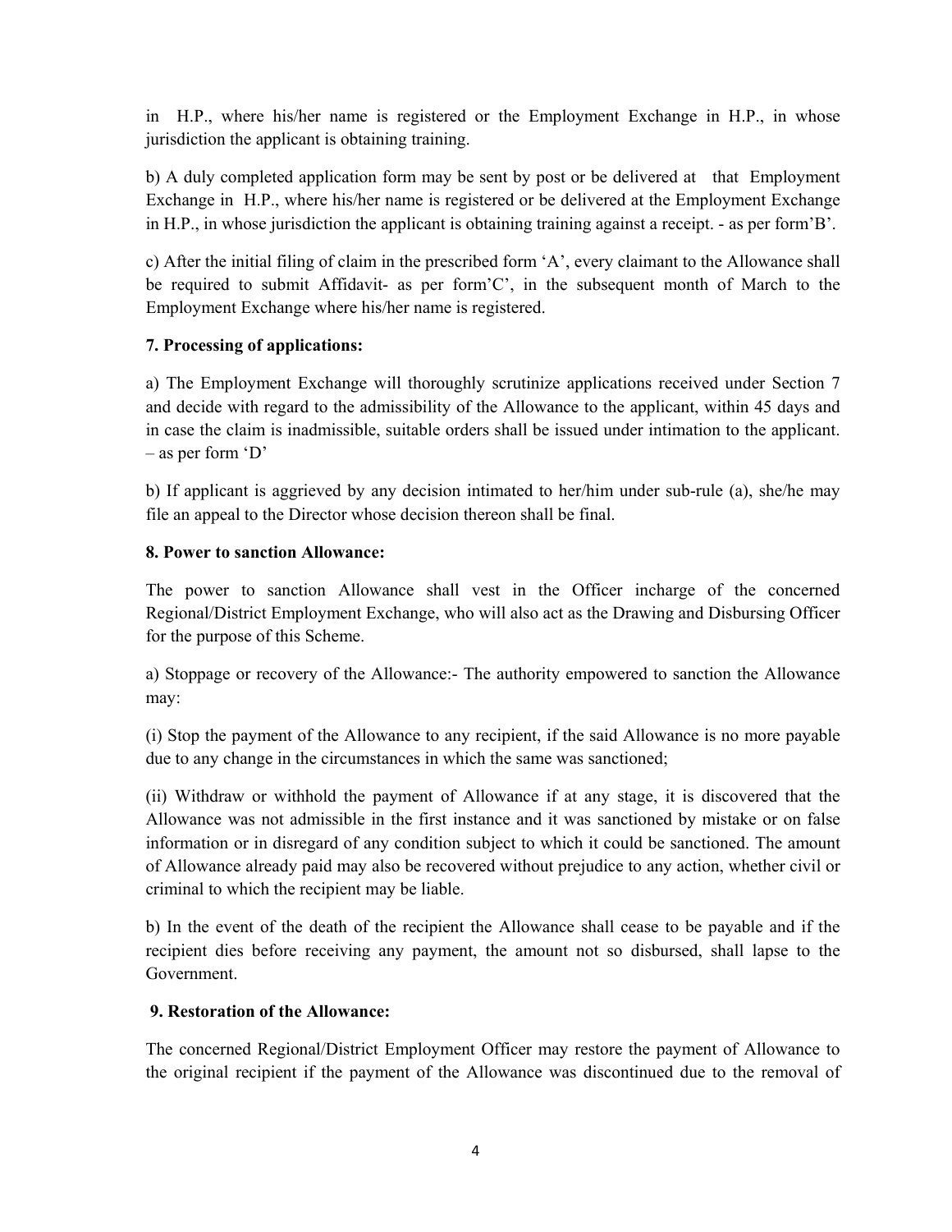in H.P., where his/her name is registered or the Employment Exchange in H.P., in whose jurisdiction the applicant is obtaining training.

b) A duly completed application form may be sent by post or be delivered at that Employment Exchange in H.P., where his/her name is registered or be delivered at the Employment Exchange in H.P., in whose jurisdiction the applicant is obtaining training against a receipt. - as per form'B'.

c) After the initial filing of claim in the prescribed form 'A', every claimant to the Allowance shall be required to submit Affidavit- as per form'C', in the subsequent month of March to the Employment Exchange where his/her name is registered.

**7. Processing of applications:**

a) The Employment Exchange will thoroughly scrutinize applications received under Section 7 and decide with regard to the admissibility of the Allowance to the applicant, within 45 days and in case the claim is inadmissible, suitable orders shall be issued under intimation to the applicant. – as per form 'D'

b) If applicant is aggrieved by any decision intimated to her/him under sub-rule (a), she/he may file an appeal to the Director whose decision thereon shall be final.

**8. Power to sanction Allowance:**

The power to sanction Allowance shall vest in the Officer incharge of the concerned Regional/District Employment Exchange, who will also act as the Drawing and Disbursing Officer for the purpose of this Scheme.

a) Stoppage or recovery of the Allowance:- The authority empowered to sanction the Allowance may:

(i) Stop the payment of the Allowance to any recipient, if the said Allowance is no more payable due to any change in the circumstances in which the same was sanctioned;

(ii) Withdraw or withhold the payment of Allowance if at any stage, it is discovered that the Allowance was not admissible in the first instance and it was sanctioned by mistake or on false information or in disregard of any condition subject to which it could be sanctioned. The amount of Allowance already paid may also be recovered without prejudice to any action, whether civil or criminal to which the recipient may be liable.

b) In the event of the death of the recipient the Allowance shall cease to be payable and if the recipient dies before receiving any payment, the amount not so disbursed, shall lapse to the Government.

**9. Restoration of the Allowance:**

The concerned Regional/District Employment Officer may restore the payment of Allowance to the original recipient if the payment of the Allowance was discontinued due to the removal of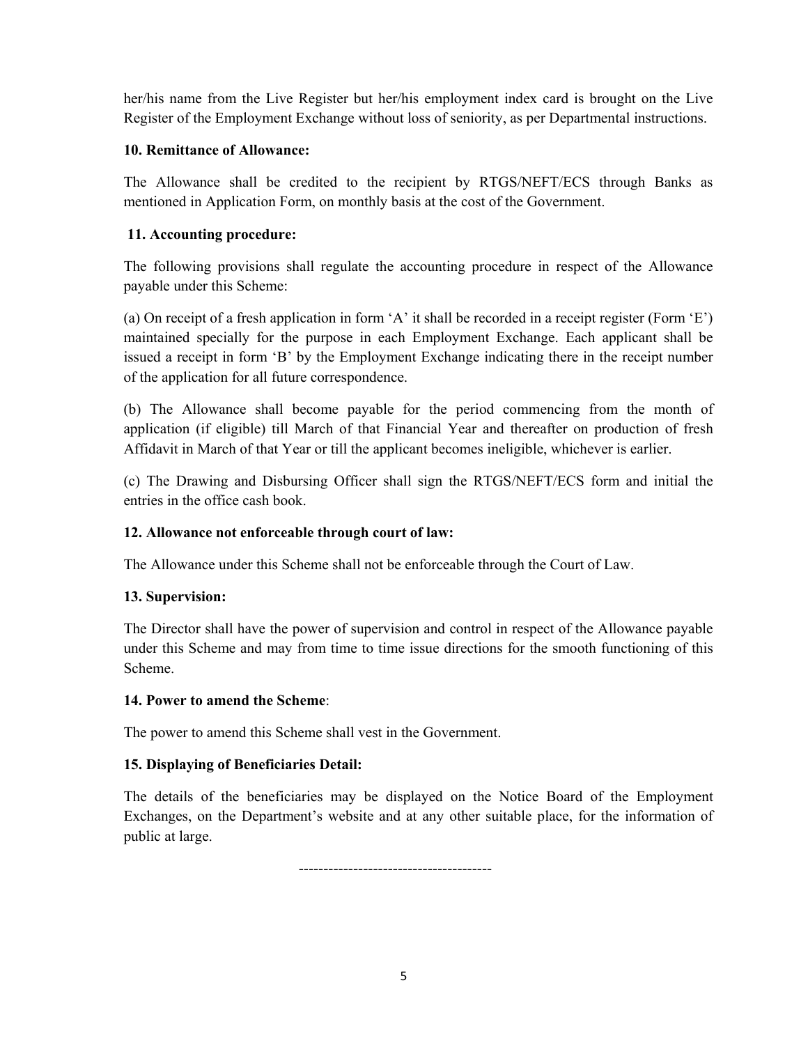her/his name from the Live Register but her/his employment index card is brought on the Live Register of the Employment Exchange without loss of seniority, as per Departmental instructions.

**10. Remittance of Allowance:**

The Allowance shall be credited to the recipient by RTGS/NEFT/ECS through Banks as mentioned in Application Form, on monthly basis at the cost of the Government.

**11. Accounting procedure:**

The following provisions shall regulate the accounting procedure in respect of the Allowance payable under this Scheme:

(a) On receipt of a fresh application in form 'A' it shall be recorded in a receipt register (Form 'E') maintained specially for the purpose in each Employment Exchange. Each applicant shall be issued a receipt in form 'B' by the Employment Exchange indicating there in the receipt number of the application for all future correspondence.

(b) The Allowance shall become payable for the period commencing from the month of application (if eligible) till March of that Financial Year and thereafter on production of fresh Affidavit in March of that Year or till the applicant becomes ineligible, whichever is earlier.

(c) The Drawing and Disbursing Officer shall sign the RTGS/NEFT/ECS form and initial the entries in the office cash book.

**12. Allowance not enforceable through court of law:**

The Allowance under this Scheme shall not be enforceable through the Court of Law.

**13. Supervision:**

The Director shall have the power of supervision and control in respect of the Allowance payable under this Scheme and may from time to time issue directions for the smooth functioning of this Scheme.

**14. Power to amend the Scheme**:

The power to amend this Scheme shall vest in the Government.

**15. Displaying of Beneficiaries Detail:**

The details of the beneficiaries may be displayed on the Notice Board of the Employment Exchanges, on the Department's website and at any other suitable place, for the information of public at large.

---------------------------------------